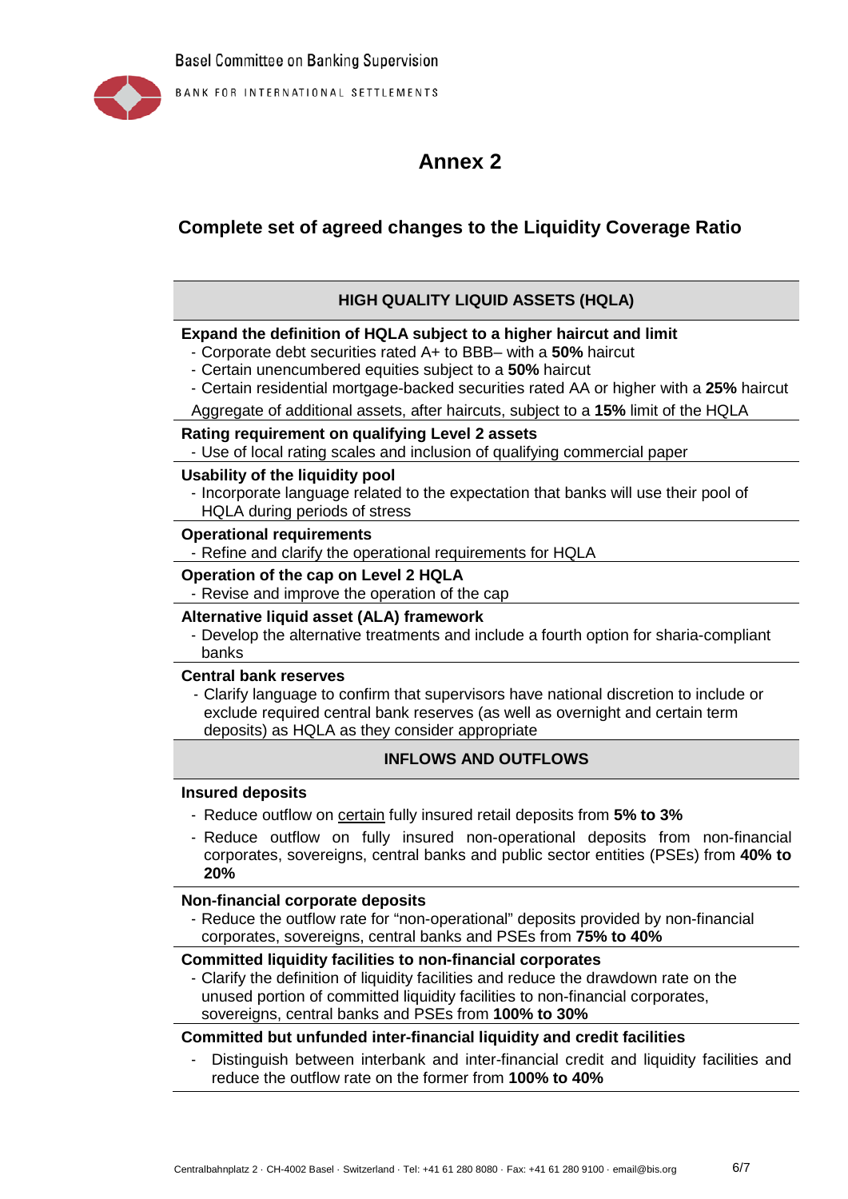# Annex 2

## Complete set of agreed changes to the Liquidity Coverage Ratio

### HIGH QUALITY LIQUID ASSETS (HQLA)

**Expand the definition of HQLA subject to a higher haircut and limit**

- Corporate debt securities rated A+ to BBB– with a **50%** haircut
- Certain unencumbered equities subject to a **50%** haircut
- Certain residential mortgage-backed securities rated AA or higher with a **25%** haircut

Aggregate of additional assets, after haircuts, subject to a **15%** limit of the HQLA

**Rating requirement on qualifying Level 2 assets**

- Use of local rating scales and inclusion of qualifying commercial paper

**Usability of the liquidity pool**

- Incorporate language related to the expectation that banks will use their pool of HQLA during periods of stress

**Operational requirements**

- Refine and clarify the operational requirements for HQLA

**Operation of the cap on Level 2 HQLA**

- Revise and improve the operation of the cap

**Alternative liquid asset (ALA) framework**

- Develop the alternative treatments and include a fourth option for sharia-compliant banks

**Central bank reserves**

- Clarify language to confirm that supervisors have national discretion to include or exclude required central bank reserves (as well as overnight and certain term deposits) as HQLA as they consider appropriate

### INFLOWS AND OUTFLOWS

**Insured deposits**

- Reduce outflow on certain fully insured retail deposits from **5% to 3%**
- Reduce outflow on fully insured non-operational deposits from non-financial corporates, sovereigns, central banks and public sector entities (PSEs) from **40% to 20%**

**Non-financial corporate deposits**

- Reduce the outflow rate for "non-operational" deposits provided by non-financial corporates, sovereigns, central banks and PSEs from **75% to 40%**

**Committed liquidity facilities to non-financial corporates**

- Clarify the definition of liquidity facilities and reduce the drawdown rate on the unused portion of committed liquidity facilities to non-financial corporates, sovereigns, central banks and PSEs from **100% to 30%**

**Committed but unfunded inter-financial liquidity and credit facilities**

- Distinguish between interbank and inter-financial credit and liquidity facilities and reduce the outflow rate on the former from **100% to 40%**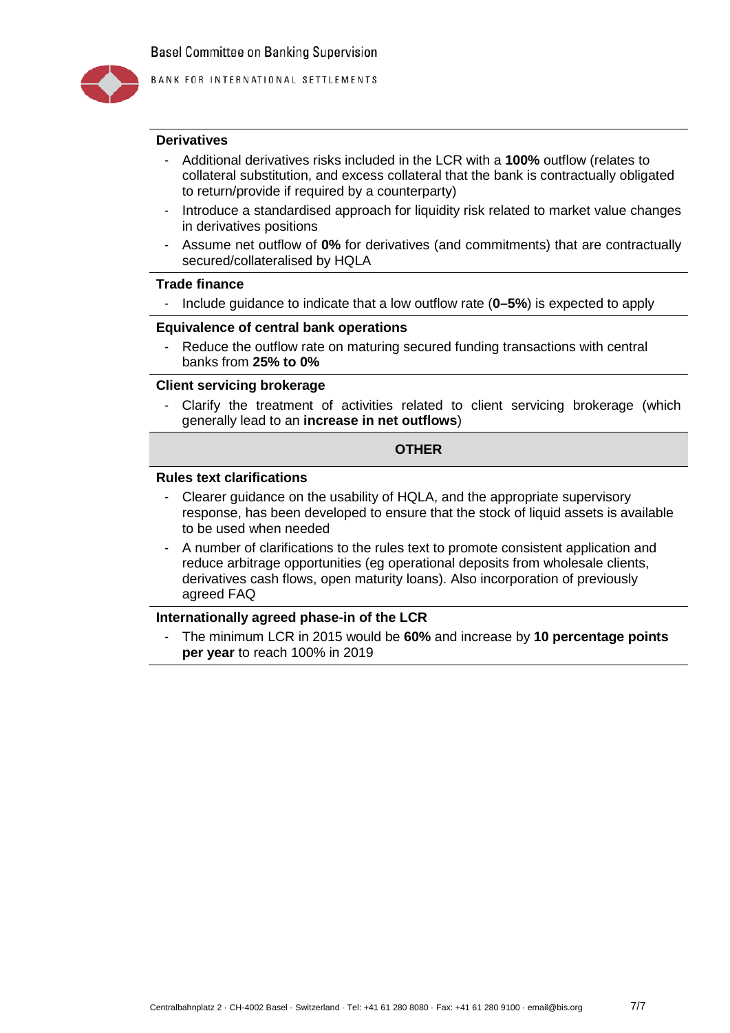**Derivatives**

- Additional derivatives risks included in the LCR with a **100%** outflow (relates to collateral substitution, and excess collateral that the bank is contractually obligated to return/provide if required by a counterparty)
- Introduce a standardised approach for liquidity risk related to market value changes in derivatives positions
- Assume net outflow of **0%** for derivatives (and commitments) that are contractually secured/collateralised by HQLA

**Trade finance**

- Include guidance to indicate that a low outflow rate (**0–5%**) is expected to apply

**Equivalence of central bank operations**

- Reduce the outflow rate on maturing secured funding transactions with central banks from **25% to 0%**

**Client servicing brokerage**

- Clarify the treatment of activities related to client servicing brokerage (which generally lead to an **increase in net outflows**)

## OTHER

**Rules text clarifications**

- Clearer guidance on the usability of HQLA, and the appropriate supervisory response, has been developed to ensure that the stock of liquid assets is available to be used when needed
- A number of clarifications to the rules text to promote consistent application and reduce arbitrage opportunities (eg operational deposits from wholesale clients, derivatives cash flows, open maturity loans). Also incorporation of previously agreed FAQ

**Internationally agreed phase-in of the LCR**

- The minimum LCR in 2015 would be **60%** and increase by **10 percentage points per year** to reach 100% in 2019